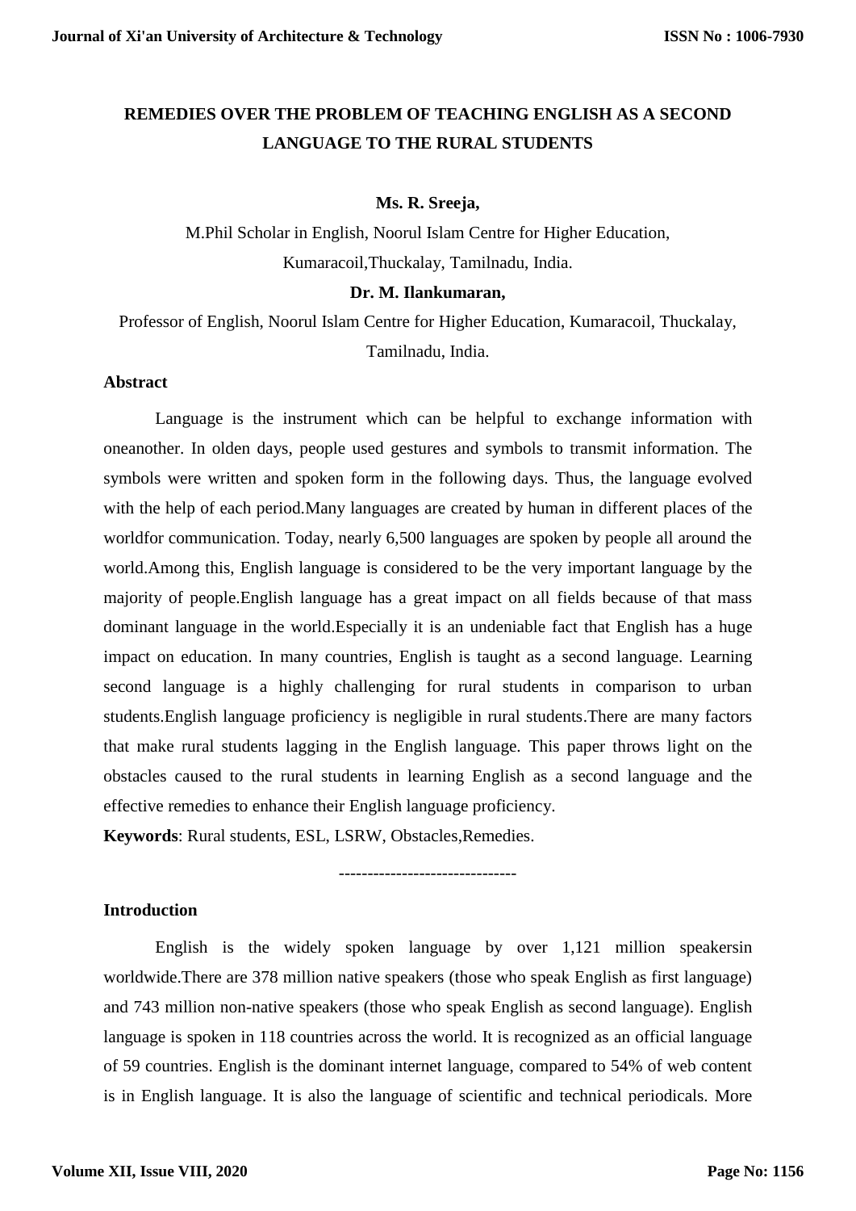# REMEDIES OVER THE PROBLEM OF TEACHING ENGLISH AS A SECOND LANGUAGE TO THE RURAL STUDENTS

**Ms. R. Sreeja,**

M.Phil Scholar in English, Noorul Islam Centre for Higher Education, Kumaracoil,Thuckalay, Tamilnadu, India.

**Dr. M. Ilankumaran,**

Professor of English, Noorul Islam Centre for Higher Education, Kumaracoil, Thuckalay, Tamilnadu, India.

## Abstract

Language is the instrument which can be helpful to exchange information with oneanother. In olden days, people used gestures and symbols to transmit information. The symbols were written and spoken form in the following days. Thus, the language evolved with the help of each period.Many languages are created by human in different places of the worldfor communication. Today, nearly 6,500 languages are spoken by people all around the world.Among this, English language is considered to be the very important language by the majority of people.English language has a great impact on all fields because of that mass dominant language in the world.Especially it is an undeniable fact that English has a huge impact on education. In many countries, English is taught as a second language. Learning second language is a highly challenging for rural students in comparison to urban students.English language proficiency is negligible in rural students.There are many factors that make rural students lagging in the English language. This paper throws light on the obstacles caused to the rural students in learning English as a second language and the effective remedies to enhance their English language proficiency.

**Keywords**: Rural students, ESL, LSRW, Obstacles,Remedies.

------------------------------

## Introduction

English is the widely spoken language by over 1,121 million speakersin worldwide.There are 378 million native speakers (those who speak English as first language) and 743 million non-native speakers (those who speak English as second language). English language is spoken in 118 countries across the world. It is recognized as an official language of 59 countries. English is the dominant internet language, compared to 54% of web content is in English language. It is also the language of scientific and technical periodicals. More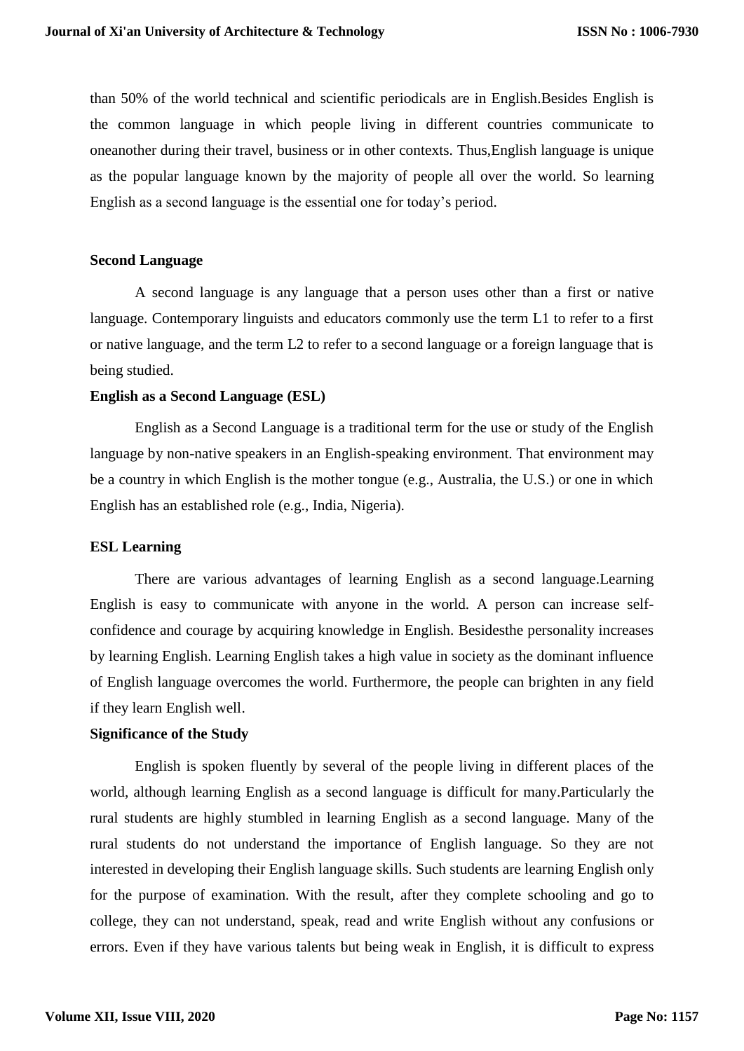than 50% of the world technical and scientific periodicals are in English.Besides English is the common language in which people living in different countries communicate to oneanother during their travel, business or in other contexts. Thus,English language is unique as the popular language known by the majority of people all over the world. So learning English as a second language is the essential one for today's period.

### Second Language

A second language is any language that a person uses other than a first or native language. Contemporary linguists and educators commonly use the term L1 to refer to a first or native language, and the term L2 to refer to a second language or a foreign language that is being studied.

### English as a Second Language (ESL)

English as a Second Language is a traditional term for the use or study of the English language by non-native speakers in an English-speaking environment. That environment may be a country in which English is the mother tongue (e.g., Australia, the U.S.) or one in which English has an established role (e.g., India, Nigeria).

### ESL Learning

There are various advantages of learning English as a second language.Learning English is easy to communicate with anyone in the world. A person can increase self-confidence and courage by acquiring knowledge in English. Besidesthe personality increases by learning English. Learning English takes a high value in society as the dominant influence of English language overcomes the world. Furthermore, the people can brighten in any field if they learn English well.

### Significance of the Study

English is spoken fluently by several of the people living in different places of the world, although learning English as a second language is difficult for many.Particularly the rural students are highly stumbled in learning English as a second language. Many of the rural students do not understand the importance of English language. So they are not interested in developing their English language skills. Such students are learning English only for the purpose of examination. With the result, after they complete schooling and go to college, they can not understand, speak, read and write English without any confusions or errors. Even if they have various talents but being weak in English, it is difficult to express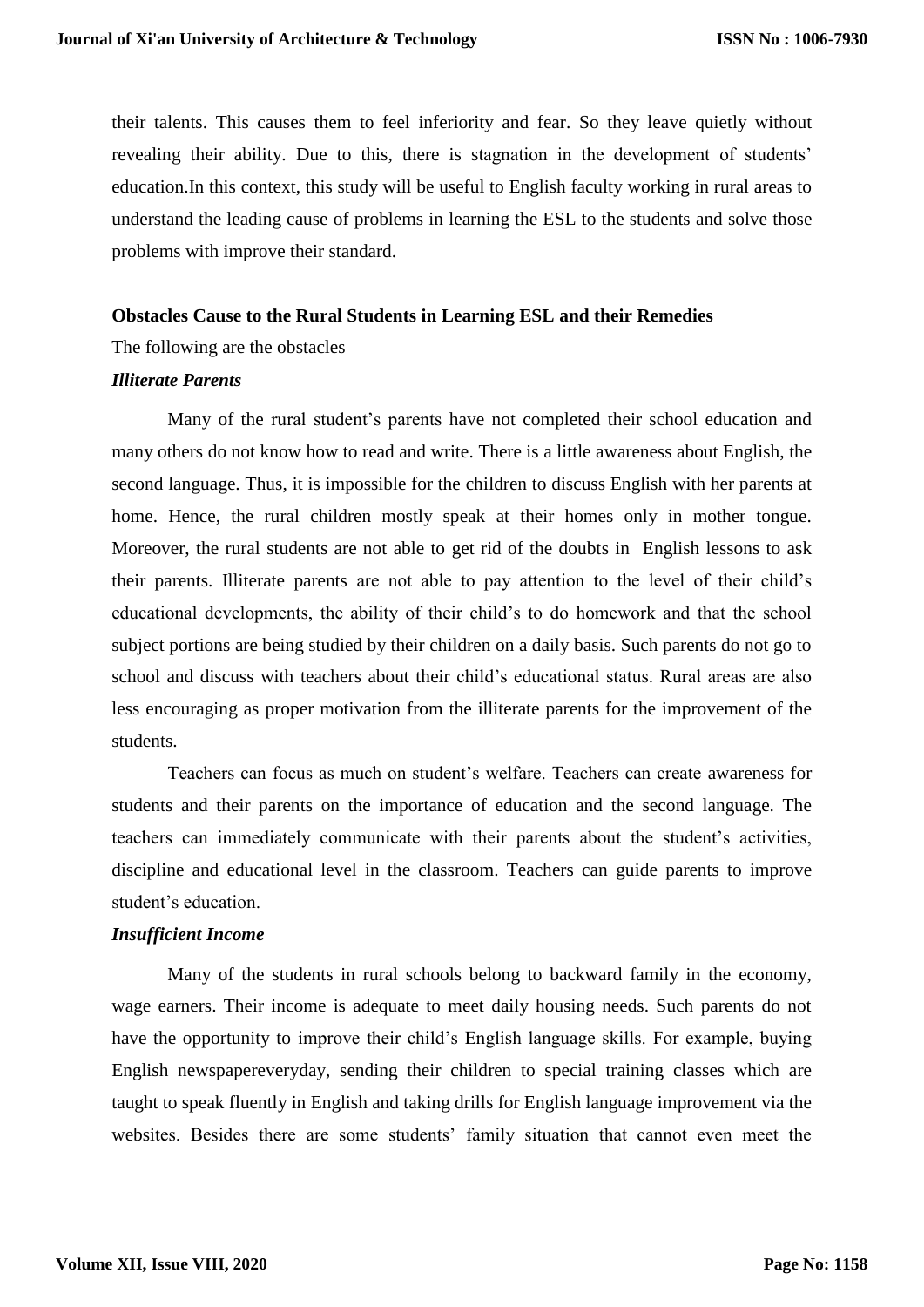their talents. This causes them to feel inferiority and fear. So they leave quietly without revealing their ability. Due to this, there is stagnation in the development of students' education.In this context, this study will be useful to English faculty working in rural areas to understand the leading cause of problems in learning the ESL to the students and solve those problems with improve their standard.

**Obstacles Cause to the Rural Students in Learning ESL and their Remedies**

The following are the obstacles

***Illiterate Parents***

Many of the rural student's parents have not completed their school education and many others do not know how to read and write. There is a little awareness about English, the second language. Thus, it is impossible for the children to discuss English with her parents at home. Hence, the rural children mostly speak at their homes only in mother tongue. Moreover, the rural students are not able to get rid of the doubts in English lessons to ask their parents. Illiterate parents are not able to pay attention to the level of their child's educational developments, the ability of their child's to do homework and that the school subject portions are being studied by their children on a daily basis. Such parents do not go to school and discuss with teachers about their child's educational status. Rural areas are also less encouraging as proper motivation from the illiterate parents for the improvement of the students.

Teachers can focus as much on student's welfare. Teachers can create awareness for students and their parents on the importance of education and the second language. The teachers can immediately communicate with their parents about the student's activities, discipline and educational level in the classroom. Teachers can guide parents to improve student's education.

***Insufficient Income***

Many of the students in rural schools belong to backward family in the economy, wage earners. Their income is adequate to meet daily housing needs. Such parents do not have the opportunity to improve their child's English language skills. For example, buying English newspapereveryday, sending their children to special training classes which are taught to speak fluently in English and taking drills for English language improvement via the websites. Besides there are some students' family situation that cannot even meet the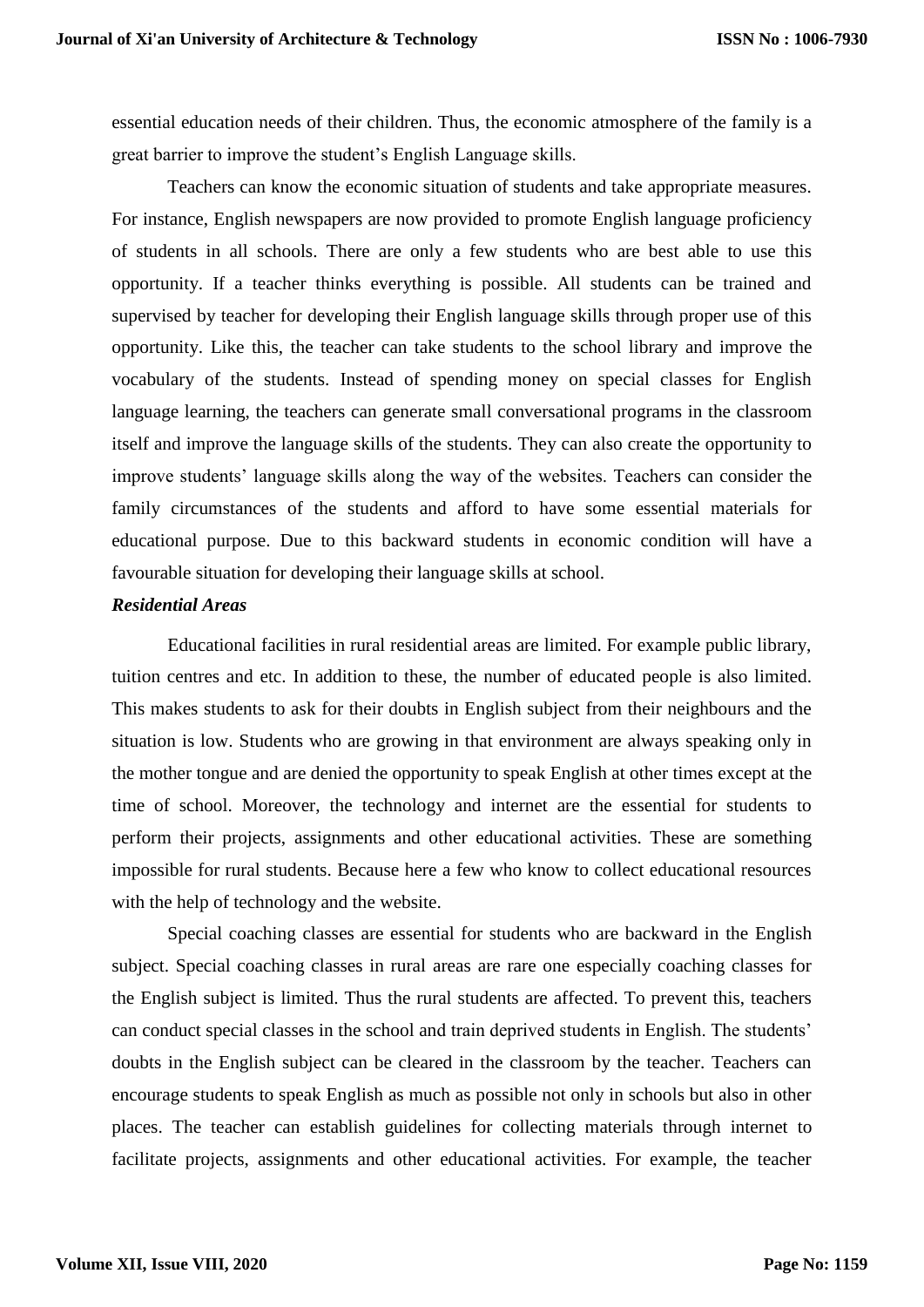essential education needs of their children. Thus, the economic atmosphere of the family is a great barrier to improve the student's English Language skills.

Teachers can know the economic situation of students and take appropriate measures. For instance, English newspapers are now provided to promote English language proficiency of students in all schools. There are only a few students who are best able to use this opportunity. If a teacher thinks everything is possible. All students can be trained and supervised by teacher for developing their English language skills through proper use of this opportunity. Like this, the teacher can take students to the school library and improve the vocabulary of the students. Instead of spending money on special classes for English language learning, the teachers can generate small conversational programs in the classroom itself and improve the language skills of the students. They can also create the opportunity to improve students' language skills along the way of the websites. Teachers can consider the family circumstances of the students and afford to have some essential materials for educational purpose. Due to this backward students in economic condition will have a favourable situation for developing their language skills at school.

***Residential Areas***

Educational facilities in rural residential areas are limited. For example public library, tuition centres and etc. In addition to these, the number of educated people is also limited. This makes students to ask for their doubts in English subject from their neighbours and the situation is low. Students who are growing in that environment are always speaking only in the mother tongue and are denied the opportunity to speak English at other times except at the time of school. Moreover, the technology and internet are the essential for students to perform their projects, assignments and other educational activities. These are something impossible for rural students. Because here a few who know to collect educational resources with the help of technology and the website.

Special coaching classes are essential for students who are backward in the English subject. Special coaching classes in rural areas are rare one especially coaching classes for the English subject is limited. Thus the rural students are affected. To prevent this, teachers can conduct special classes in the school and train deprived students in English. The students' doubts in the English subject can be cleared in the classroom by the teacher. Teachers can encourage students to speak English as much as possible not only in schools but also in other places. The teacher can establish guidelines for collecting materials through internet to facilitate projects, assignments and other educational activities. For example, the teacher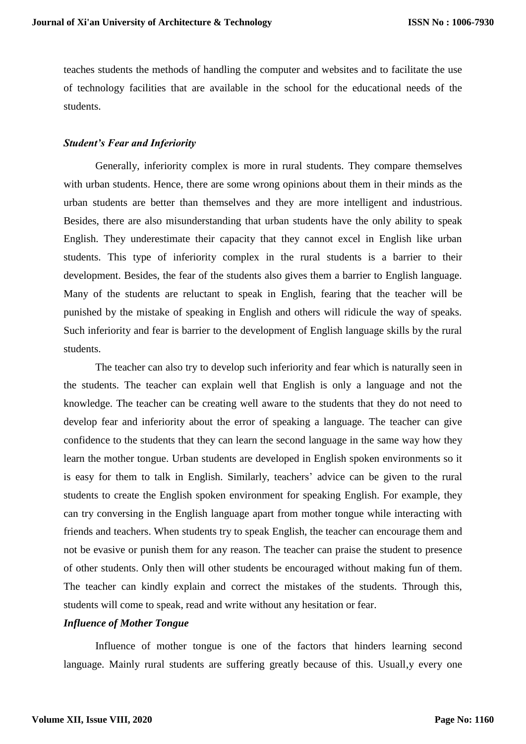teaches students the methods of handling the computer and websites and to facilitate the use of technology facilities that are available in the school for the educational needs of the students.

### *Student's Fear and Inferiority*

Generally, inferiority complex is more in rural students. They compare themselves with urban students. Hence, there are some wrong opinions about them in their minds as the urban students are better than themselves and they are more intelligent and industrious. Besides, there are also misunderstanding that urban students have the only ability to speak English. They underestimate their capacity that they cannot excel in English like urban students. This type of inferiority complex in the rural students is a barrier to their development. Besides, the fear of the students also gives them a barrier to English language. Many of the students are reluctant to speak in English, fearing that the teacher will be punished by the mistake of speaking in English and others will ridicule the way of speaks. Such inferiority and fear is barrier to the development of English language skills by the rural students.

The teacher can also try to develop such inferiority and fear which is naturally seen in the students. The teacher can explain well that English is only a language and not the knowledge. The teacher can be creating well aware to the students that they do not need to develop fear and inferiority about the error of speaking a language. The teacher can give confidence to the students that they can learn the second language in the same way how they learn the mother tongue. Urban students are developed in English spoken environments so it is easy for them to talk in English. Similarly, teachers' advice can be given to the rural students to create the English spoken environment for speaking English. For example, they can try conversing in the English language apart from mother tongue while interacting with friends and teachers. When students try to speak English, the teacher can encourage them and not be evasive or punish them for any reason. The teacher can praise the student to presence of other students. Only then will other students be encouraged without making fun of them. The teacher can kindly explain and correct the mistakes of the students. Through this, students will come to speak, read and write without any hesitation or fear.

### *Influence of Mother Tongue*

Influence of mother tongue is one of the factors that hinders learning second language. Mainly rural students are suffering greatly because of this. Usuall,y every one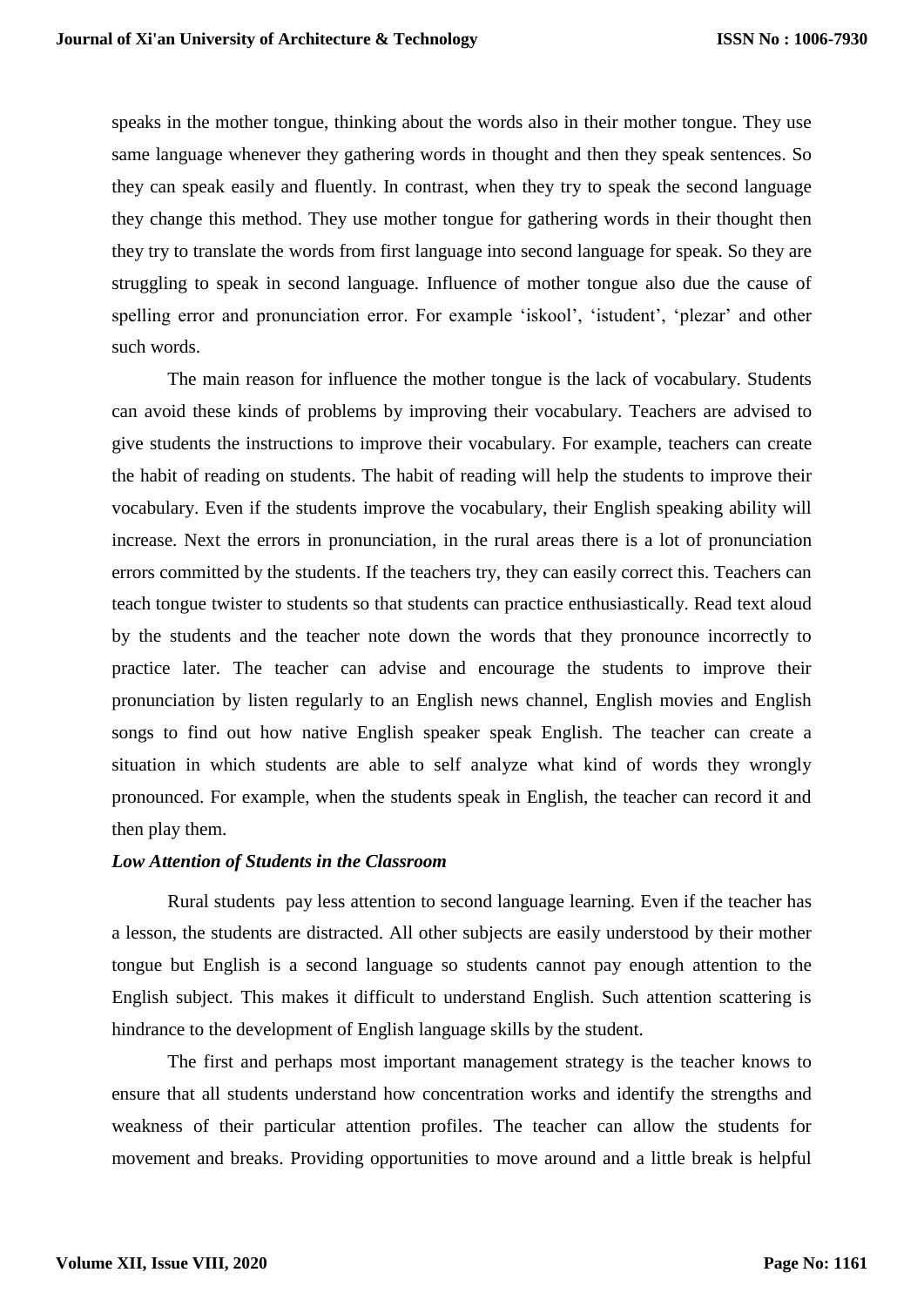speaks in the mother tongue, thinking about the words also in their mother tongue. They use same language whenever they gathering words in thought and then they speak sentences. So they can speak easily and fluently. In contrast, when they try to speak the second language they change this method. They use mother tongue for gathering words in their thought then they try to translate the words from first language into second language for speak. So they are struggling to speak in second language. Influence of mother tongue also due the cause of spelling error and pronunciation error. For example 'iskool', 'istudent', 'plezar' and other such words.

The main reason for influence the mother tongue is the lack of vocabulary. Students can avoid these kinds of problems by improving their vocabulary. Teachers are advised to give students the instructions to improve their vocabulary. For example, teachers can create the habit of reading on students. The habit of reading will help the students to improve their vocabulary. Even if the students improve the vocabulary, their English speaking ability will increase. Next the errors in pronunciation, in the rural areas there is a lot of pronunciation errors committed by the students. If the teachers try, they can easily correct this. Teachers can teach tongue twister to students so that students can practice enthusiastically. Read text aloud by the students and the teacher note down the words that they pronounce incorrectly to practice later. The teacher can advise and encourage the students to improve their pronunciation by listen regularly to an English news channel, English movies and English songs to find out how native English speaker speak English. The teacher can create a situation in which students are able to self analyze what kind of words they wrongly pronounced. For example, when the students speak in English, the teacher can record it and then play them.

***Low Attention of Students in the Classroom***

Rural students pay less attention to second language learning. Even if the teacher has a lesson, the students are distracted. All other subjects are easily understood by their mother tongue but English is a second language so students cannot pay enough attention to the English subject. This makes it difficult to understand English. Such attention scattering is hindrance to the development of English language skills by the student.

The first and perhaps most important management strategy is the teacher knows to ensure that all students understand how concentration works and identify the strengths and weakness of their particular attention profiles. The teacher can allow the students for movement and breaks. Providing opportunities to move around and a little break is helpful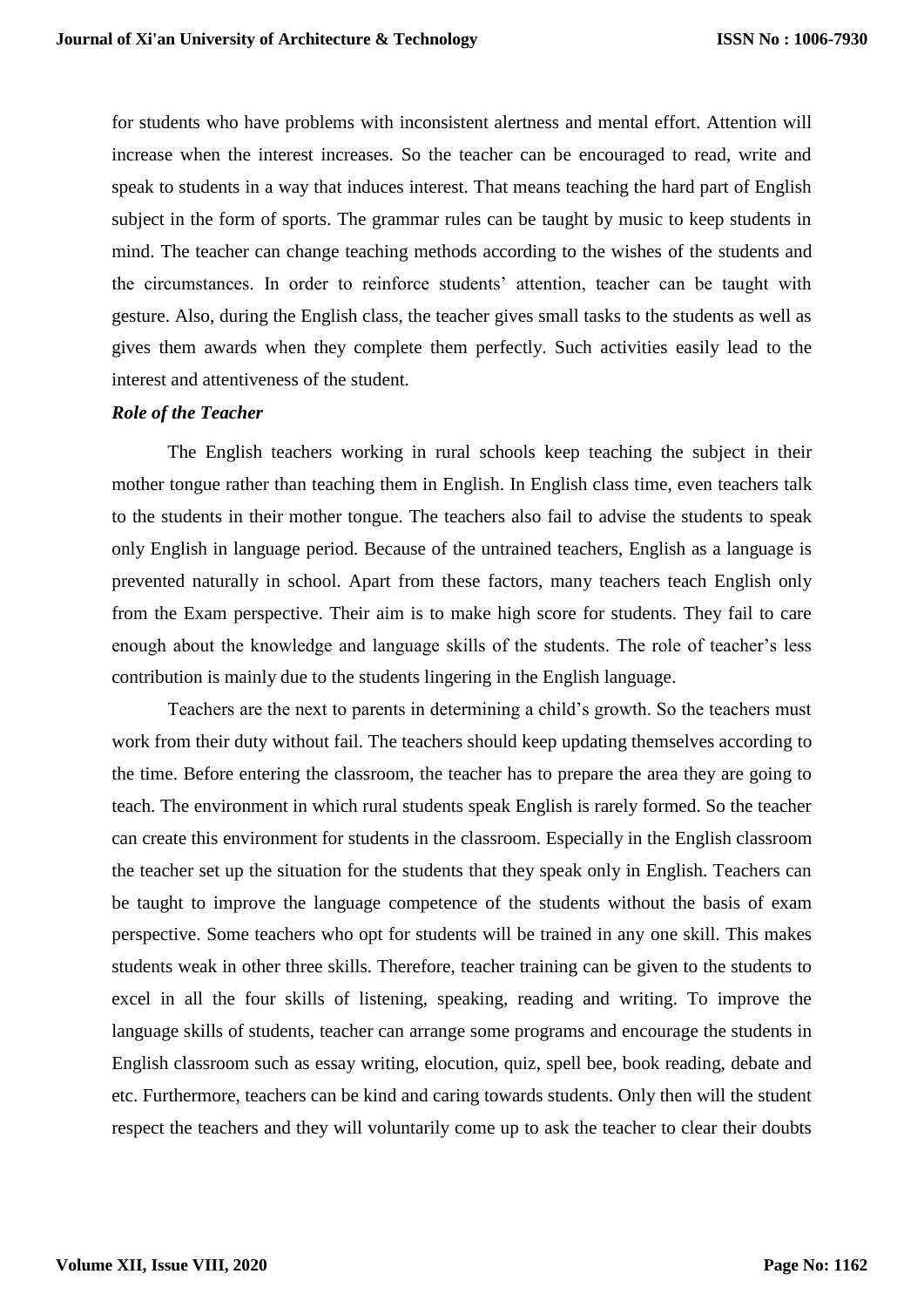for students who have problems with inconsistent alertness and mental effort. Attention will increase when the interest increases. So the teacher can be encouraged to read, write and speak to students in a way that induces interest. That means teaching the hard part of English subject in the form of sports. The grammar rules can be taught by music to keep students in mind. The teacher can change teaching methods according to the wishes of the students and the circumstances. In order to reinforce students' attention, teacher can be taught with gesture. Also, during the English class, the teacher gives small tasks to the students as well as gives them awards when they complete them perfectly. Such activities easily lead to the interest and attentiveness of the student.

***Role of the Teacher***

The English teachers working in rural schools keep teaching the subject in their mother tongue rather than teaching them in English. In English class time, even teachers talk to the students in their mother tongue. The teachers also fail to advise the students to speak only English in language period. Because of the untrained teachers, English as a language is prevented naturally in school. Apart from these factors, many teachers teach English only from the Exam perspective. Their aim is to make high score for students. They fail to care enough about the knowledge and language skills of the students. The role of teacher's less contribution is mainly due to the students lingering in the English language.

Teachers are the next to parents in determining a child's growth. So the teachers must work from their duty without fail. The teachers should keep updating themselves according to the time. Before entering the classroom, the teacher has to prepare the area they are going to teach. The environment in which rural students speak English is rarely formed. So the teacher can create this environment for students in the classroom. Especially in the English classroom the teacher set up the situation for the students that they speak only in English. Teachers can be taught to improve the language competence of the students without the basis of exam perspective. Some teachers who opt for students will be trained in any one skill. This makes students weak in other three skills. Therefore, teacher training can be given to the students to excel in all the four skills of listening, speaking, reading and writing. To improve the language skills of students, teacher can arrange some programs and encourage the students in English classroom such as essay writing, elocution, quiz, spell bee, book reading, debate and etc. Furthermore, teachers can be kind and caring towards students. Only then will the student respect the teachers and they will voluntarily come up to ask the teacher to clear their doubts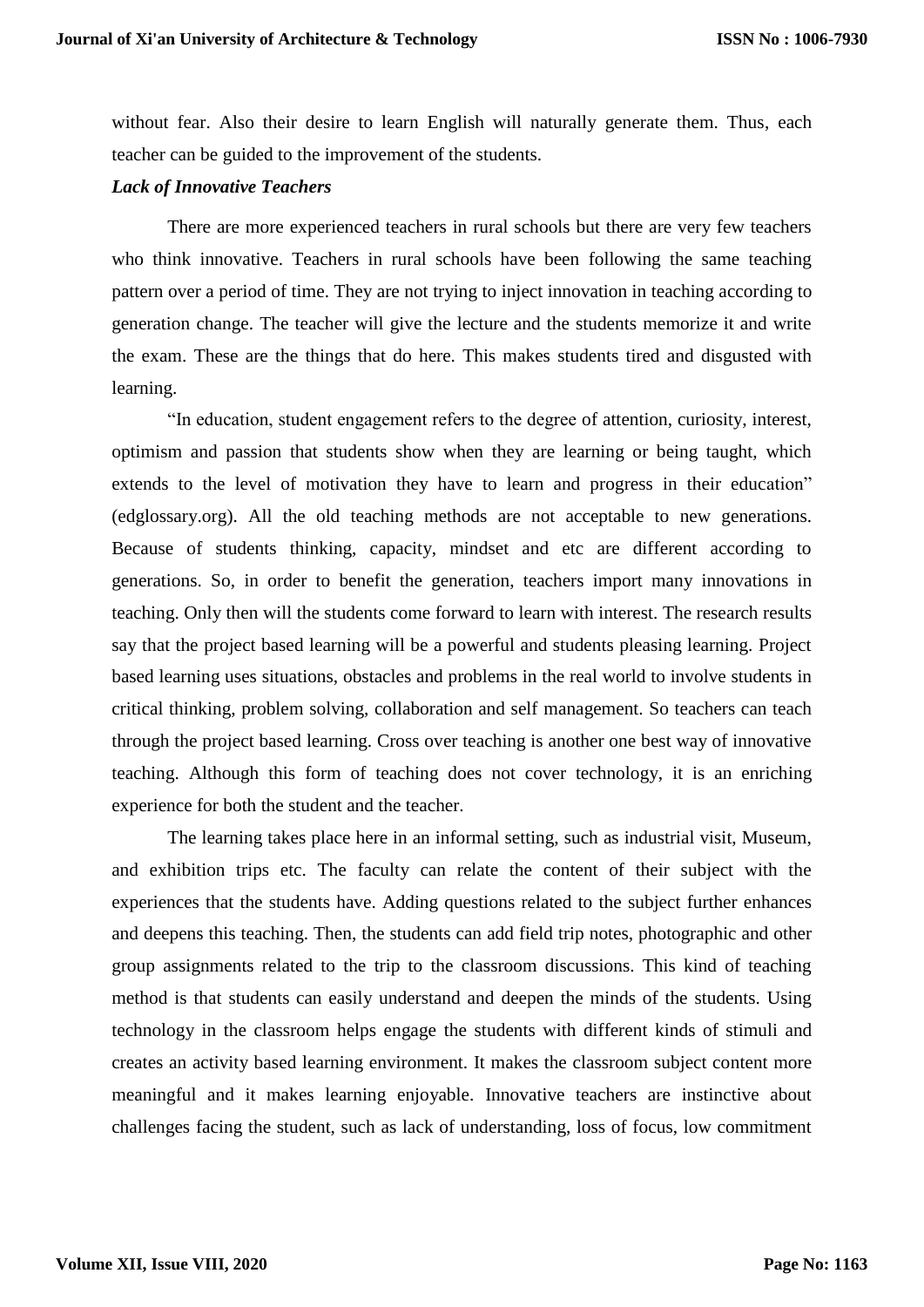without fear. Also their desire to learn English will naturally generate them. Thus, each teacher can be guided to the improvement of the students.

***Lack of Innovative Teachers***

There are more experienced teachers in rural schools but there are very few teachers who think innovative. Teachers in rural schools have been following the same teaching pattern over a period of time. They are not trying to inject innovation in teaching according to generation change. The teacher will give the lecture and the students memorize it and write the exam. These are the things that do here. This makes students tired and disgusted with learning.

"In education, student engagement refers to the degree of attention, curiosity, interest, optimism and passion that students show when they are learning or being taught, which extends to the level of motivation they have to learn and progress in their education" (edglossary.org). All the old teaching methods are not acceptable to new generations. Because of students thinking, capacity, mindset and etc are different according to generations. So, in order to benefit the generation, teachers import many innovations in teaching. Only then will the students come forward to learn with interest. The research results say that the project based learning will be a powerful and students pleasing learning. Project based learning uses situations, obstacles and problems in the real world to involve students in critical thinking, problem solving, collaboration and self management. So teachers can teach through the project based learning. Cross over teaching is another one best way of innovative teaching. Although this form of teaching does not cover technology, it is an enriching experience for both the student and the teacher.

The learning takes place here in an informal setting, such as industrial visit, Museum, and exhibition trips etc. The faculty can relate the content of their subject with the experiences that the students have. Adding questions related to the subject further enhances and deepens this teaching. Then, the students can add field trip notes, photographic and other group assignments related to the trip to the classroom discussions. This kind of teaching method is that students can easily understand and deepen the minds of the students. Using technology in the classroom helps engage the students with different kinds of stimuli and creates an activity based learning environment. It makes the classroom subject content more meaningful and it makes learning enjoyable. Innovative teachers are instinctive about challenges facing the student, such as lack of understanding, loss of focus, low commitment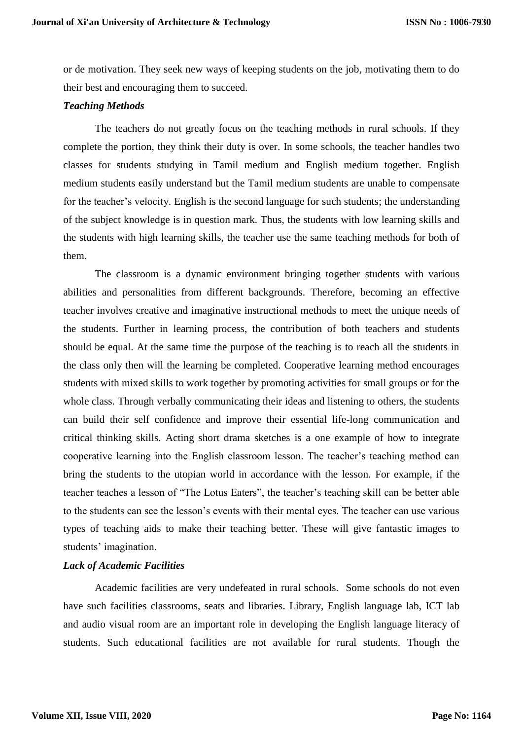or de motivation. They seek new ways of keeping students on the job, motivating them to do their best and encouraging them to succeed.

### *Teaching Methods*

The teachers do not greatly focus on the teaching methods in rural schools. If they complete the portion, they think their duty is over. In some schools, the teacher handles two classes for students studying in Tamil medium and English medium together. English medium students easily understand but the Tamil medium students are unable to compensate for the teacher's velocity. English is the second language for such students; the understanding of the subject knowledge is in question mark. Thus, the students with low learning skills and the students with high learning skills, the teacher use the same teaching methods for both of them.

The classroom is a dynamic environment bringing together students with various abilities and personalities from different backgrounds. Therefore, becoming an effective teacher involves creative and imaginative instructional methods to meet the unique needs of the students. Further in learning process, the contribution of both teachers and students should be equal. At the same time the purpose of the teaching is to reach all the students in the class only then will the learning be completed. Cooperative learning method encourages students with mixed skills to work together by promoting activities for small groups or for the whole class. Through verbally communicating their ideas and listening to others, the students can build their self confidence and improve their essential life-long communication and critical thinking skills. Acting short drama sketches is a one example of how to integrate cooperative learning into the English classroom lesson. The teacher's teaching method can bring the students to the utopian world in accordance with the lesson. For example, if the teacher teaches a lesson of "The Lotus Eaters", the teacher's teaching skill can be better able to the students can see the lesson's events with their mental eyes. The teacher can use various types of teaching aids to make their teaching better. These will give fantastic images to students' imagination.

### *Lack of Academic Facilities*

Academic facilities are very undefeated in rural schools. Some schools do not even have such facilities classrooms, seats and libraries. Library, English language lab, ICT lab and audio visual room are an important role in developing the English language literacy of students. Such educational facilities are not available for rural students. Though the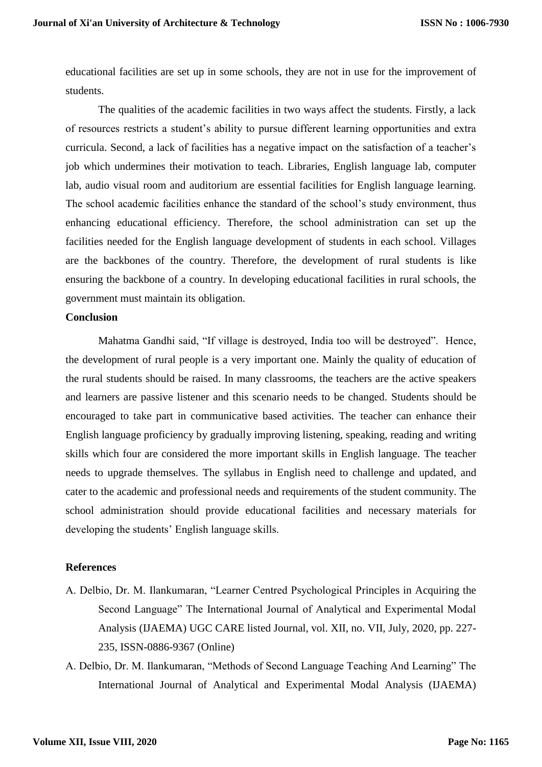educational facilities are set up in some schools, they are not in use for the improvement of students.

The qualities of the academic facilities in two ways affect the students. Firstly, a lack of resources restricts a student's ability to pursue different learning opportunities and extra curricula. Second, a lack of facilities has a negative impact on the satisfaction of a teacher's job which undermines their motivation to teach. Libraries, English language lab, computer lab, audio visual room and auditorium are essential facilities for English language learning. The school academic facilities enhance the standard of the school's study environment, thus enhancing educational efficiency. Therefore, the school administration can set up the facilities needed for the English language development of students in each school. Villages are the backbones of the country. Therefore, the development of rural students is like ensuring the backbone of a country. In developing educational facilities in rural schools, the government must maintain its obligation.

## Conclusion

Mahatma Gandhi said, "If village is destroyed, India too will be destroyed". Hence, the development of rural people is a very important one. Mainly the quality of education of the rural students should be raised. In many classrooms, the teachers are the active speakers and learners are passive listener and this scenario needs to be changed. Students should be encouraged to take part in communicative based activities. The teacher can enhance their English language proficiency by gradually improving listening, speaking, reading and writing skills which four are considered the more important skills in English language. The teacher needs to upgrade themselves. The syllabus in English need to challenge and updated, and cater to the academic and professional needs and requirements of the student community. The school administration should provide educational facilities and necessary materials for developing the students' English language skills.

## References

A. Delbio, Dr. M. Ilankumaran, "Learner Centred Psychological Principles in Acquiring the Second Language" The International Journal of Analytical and Experimental Modal Analysis (IJAEMA) UGC CARE listed Journal, vol. XII, no. VII, July, 2020, pp. 227-235, ISSN-0886-9367 (Online)

A. Delbio, Dr. M. Ilankumaran, "Methods of Second Language Teaching And Learning" The International Journal of Analytical and Experimental Modal Analysis (IJAEMA)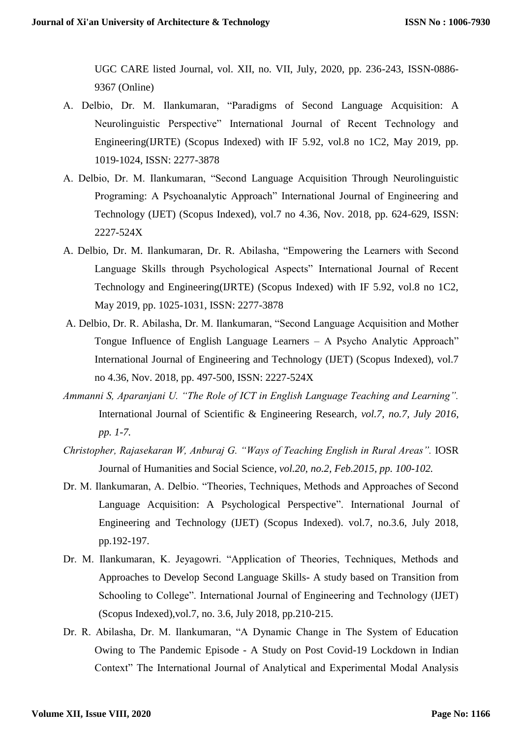UGC CARE listed Journal, vol. XII, no. VII, July, 2020, pp. 236-243, ISSN-0886-9367 (Online)

A. Delbio, Dr. M. Ilankumaran, “Paradigms of Second Language Acquisition: A Neurolinguistic Perspective” International Journal of Recent Technology and Engineering(IJRTE) (Scopus Indexed) with IF 5.92, vol.8 no 1C2, May 2019, pp. 1019-1024, ISSN: 2277-3878

A. Delbio, Dr. M. Ilankumaran, “Second Language Acquisition Through Neurolinguistic Programing: A Psychoanalytic Approach” International Journal of Engineering and Technology (IJET) (Scopus Indexed), vol.7 no 4.36, Nov. 2018, pp. 624-629, ISSN: 2227-524X

A. Delbio, Dr. M. Ilankumaran, Dr. R. Abilasha, “Empowering the Learners with Second Language Skills through Psychological Aspects” International Journal of Recent Technology and Engineering(IJRTE) (Scopus Indexed) with IF 5.92, vol.8 no 1C2, May 2019, pp. 1025-1031, ISSN: 2277-3878

A. Delbio, Dr. R. Abilasha, Dr. M. Ilankumaran, “Second Language Acquisition and Mother Tongue Influence of English Language Learners – A Psycho Analytic Approach” International Journal of Engineering and Technology (IJET) (Scopus Indexed), vol.7 no 4.36, Nov. 2018, pp. 497-500, ISSN: 2227-524X

*Ammanni S, Aparanjani U. “The Role of ICT in English Language Teaching and Learning”.* International Journal of Scientific & Engineering Research, *vol.7, no.7, July 2016, pp. 1-7.*

*Christopher, Rajasekaran W, Anburaj G. “Ways of Teaching English in Rural Areas”.* IOSR Journal of Humanities and Social Science, *vol.20, no.2, Feb.2015, pp. 100-102.*

Dr. M. Ilankumaran, A. Delbio. “Theories, Techniques, Methods and Approaches of Second Language Acquisition: A Psychological Perspective”. International Journal of Engineering and Technology (IJET) (Scopus Indexed). vol.7, no.3.6, July 2018, pp.192-197.

Dr. M. Ilankumaran, K. Jeyagowri. “Application of Theories, Techniques, Methods and Approaches to Develop Second Language Skills- A study based on Transition from Schooling to College”. International Journal of Engineering and Technology (IJET) (Scopus Indexed),vol.7, no. 3.6, July 2018, pp.210-215.

Dr. R. Abilasha, Dr. M. Ilankumaran, “A Dynamic Change in The System of Education Owing to The Pandemic Episode - A Study on Post Covid-19 Lockdown in Indian Context” The International Journal of Analytical and Experimental Modal Analysis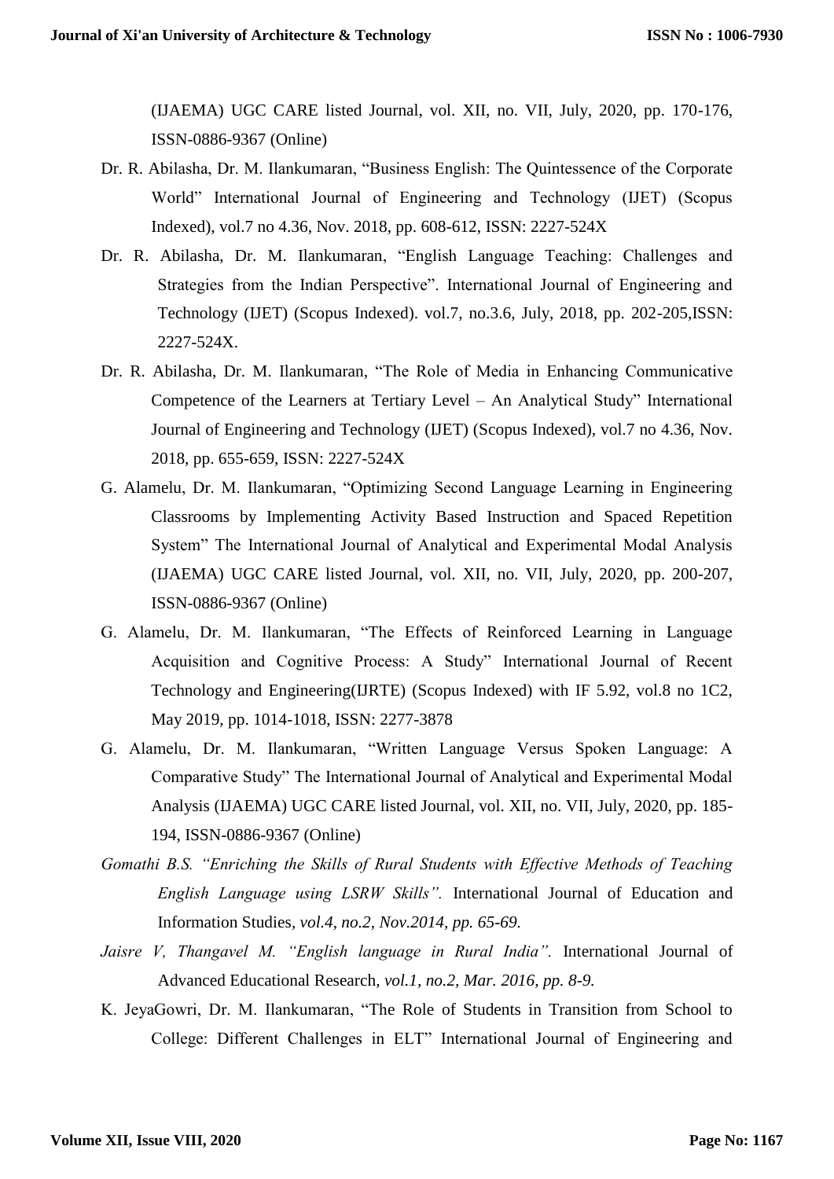(IJAEMA) UGC CARE listed Journal, vol. XII, no. VII, July, 2020, pp. 170-176, ISSN-0886-9367 (Online)

Dr. R. Abilasha, Dr. M. Ilankumaran, "Business English: The Quintessence of the Corporate World" International Journal of Engineering and Technology (IJET) (Scopus Indexed), vol.7 no 4.36, Nov. 2018, pp. 608-612, ISSN: 2227-524X

Dr. R. Abilasha, Dr. M. Ilankumaran, "English Language Teaching: Challenges and Strategies from the Indian Perspective". International Journal of Engineering and Technology (IJET) (Scopus Indexed). vol.7, no.3.6, July, 2018, pp. 202-205,ISSN: 2227-524X.

Dr. R. Abilasha, Dr. M. Ilankumaran, "The Role of Media in Enhancing Communicative Competence of the Learners at Tertiary Level – An Analytical Study" International Journal of Engineering and Technology (IJET) (Scopus Indexed), vol.7 no 4.36, Nov. 2018, pp. 655-659, ISSN: 2227-524X

G. Alamelu, Dr. M. Ilankumaran, "Optimizing Second Language Learning in Engineering Classrooms by Implementing Activity Based Instruction and Spaced Repetition System" The International Journal of Analytical and Experimental Modal Analysis (IJAEMA) UGC CARE listed Journal, vol. XII, no. VII, July, 2020, pp. 200-207, ISSN-0886-9367 (Online)

G. Alamelu, Dr. M. Ilankumaran, "The Effects of Reinforced Learning in Language Acquisition and Cognitive Process: A Study" International Journal of Recent Technology and Engineering(IJRTE) (Scopus Indexed) with IF 5.92, vol.8 no 1C2, May 2019, pp. 1014-1018, ISSN: 2277-3878

G. Alamelu, Dr. M. Ilankumaran, "Written Language Versus Spoken Language: A Comparative Study" The International Journal of Analytical and Experimental Modal Analysis (IJAEMA) UGC CARE listed Journal, vol. XII, no. VII, July, 2020, pp. 185-194, ISSN-0886-9367 (Online)

*Gomathi B.S. "Enriching the Skills of Rural Students with Effective Methods of Teaching English Language using LSRW Skills".* International Journal of Education and Information Studies*, vol.4, no.2, Nov.2014, pp. 65-69.*

*Jaisre V, Thangavel M. "English language in Rural India".* International Journal of Advanced Educational Research*, vol.1, no.2, Mar. 2016, pp. 8-9.*

K. JeyaGowri, Dr. M. Ilankumaran, "The Role of Students in Transition from School to College: Different Challenges in ELT" International Journal of Engineering and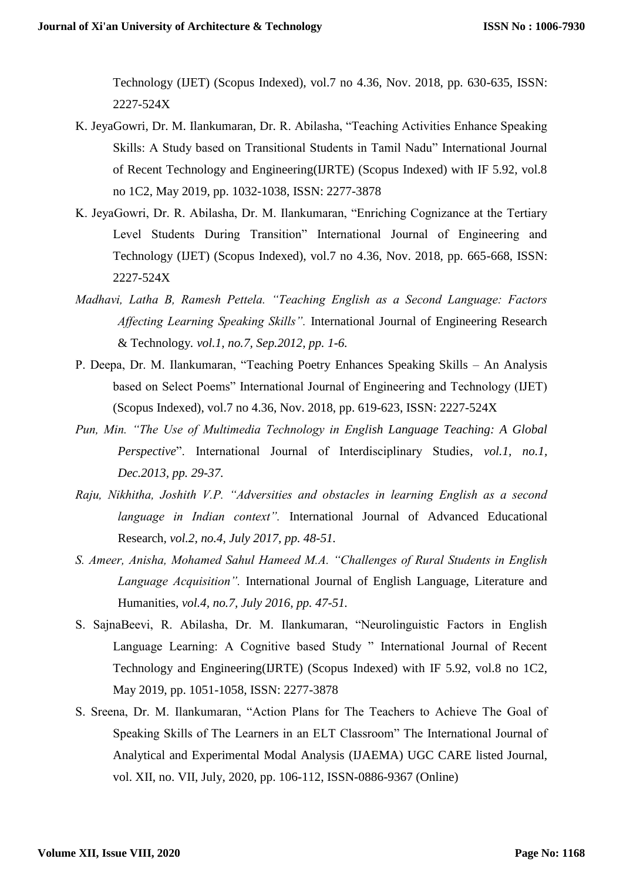Technology (IJET) (Scopus Indexed), vol.7 no 4.36, Nov. 2018, pp. 630-635, ISSN: 2227-524X

K. JeyaGowri, Dr. M. Ilankumaran, Dr. R. Abilasha, "Teaching Activities Enhance Speaking Skills: A Study based on Transitional Students in Tamil Nadu" International Journal of Recent Technology and Engineering(IJRTE) (Scopus Indexed) with IF 5.92, vol.8 no 1C2, May 2019, pp. 1032-1038, ISSN: 2277-3878

K. JeyaGowri, Dr. R. Abilasha, Dr. M. Ilankumaran, "Enriching Cognizance at the Tertiary Level Students During Transition" International Journal of Engineering and Technology (IJET) (Scopus Indexed), vol.7 no 4.36, Nov. 2018, pp. 665-668, ISSN: 2227-524X

*Madhavi, Latha B, Ramesh Pettela. "Teaching English as a Second Language: Factors Affecting Learning Speaking Skills".* International Journal of Engineering Research & Technology. *vol.1, no.7, Sep.2012, pp. 1-6.*

P. Deepa, Dr. M. Ilankumaran, "Teaching Poetry Enhances Speaking Skills – An Analysis based on Select Poems" International Journal of Engineering and Technology (IJET) (Scopus Indexed), vol.7 no 4.36, Nov. 2018, pp. 619-623, ISSN: 2227-524X

*Pun, Min. "The Use of Multimedia Technology in English Language Teaching: A Global Perspective*". International Journal of Interdisciplinary Studies*, vol.1, no.1, Dec.2013, pp. 29-37.*

*Raju, Nikhitha, Joshith V.P. "Adversities and obstacles in learning English as a second language in Indian context".* International Journal of Advanced Educational Research*, vol.2, no.4, July 2017, pp. 48-51.*

*S. Ameer, Anisha, Mohamed Sahul Hameed M.A. "Challenges of Rural Students in English Language Acquisition".* International Journal of English Language, Literature and Humanities*, vol.4, no.7, July 2016, pp. 47-51.*

S. SajnaBeevi, R. Abilasha, Dr. M. Ilankumaran, "Neurolinguistic Factors in English Language Learning: A Cognitive based Study " International Journal of Recent Technology and Engineering(IJRTE) (Scopus Indexed) with IF 5.92, vol.8 no 1C2, May 2019, pp. 1051-1058, ISSN: 2277-3878

S. Sreena, Dr. M. Ilankumaran, "Action Plans for The Teachers to Achieve The Goal of Speaking Skills of The Learners in an ELT Classroom" The International Journal of Analytical and Experimental Modal Analysis (IJAEMA) UGC CARE listed Journal, vol. XII, no. VII, July, 2020, pp. 106-112, ISSN-0886-9367 (Online)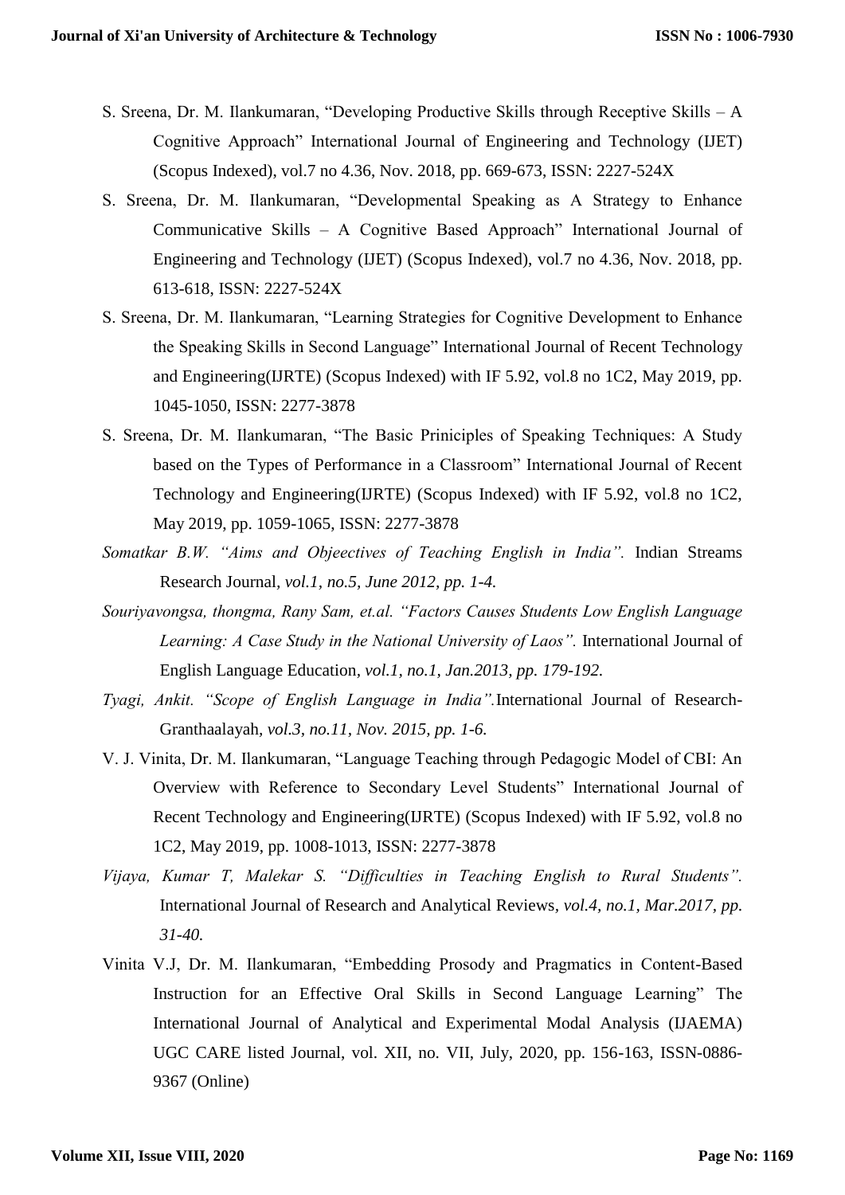S. Sreena, Dr. M. Ilankumaran, “Developing Productive Skills through Receptive Skills – A Cognitive Approach” International Journal of Engineering and Technology (IJET) (Scopus Indexed), vol.7 no 4.36, Nov. 2018, pp. 669-673, ISSN: 2227-524X

S. Sreena, Dr. M. Ilankumaran, “Developmental Speaking as A Strategy to Enhance Communicative Skills – A Cognitive Based Approach” International Journal of Engineering and Technology (IJET) (Scopus Indexed), vol.7 no 4.36, Nov. 2018, pp. 613-618, ISSN: 2227-524X

S. Sreena, Dr. M. Ilankumaran, “Learning Strategies for Cognitive Development to Enhance the Speaking Skills in Second Language” International Journal of Recent Technology and Engineering(IJRTE) (Scopus Indexed) with IF 5.92, vol.8 no 1C2, May 2019, pp. 1045-1050, ISSN: 2277-3878

S. Sreena, Dr. M. Ilankumaran, “The Basic Priniciples of Speaking Techniques: A Study based on the Types of Performance in a Classroom” International Journal of Recent Technology and Engineering(IJRTE) (Scopus Indexed) with IF 5.92, vol.8 no 1C2, May 2019, pp. 1059-1065, ISSN: 2277-3878

*Somatkar B.W. “Aims and Objeectives of Teaching English in India”.* Indian Streams Research Journal, *vol.1, no.5, June 2012, pp. 1-4.*

*Souriyavongsa, thongma, Rany Sam, et.al. “Factors Causes Students Low English Language Learning: A Case Study in the National University of Laos”.* International Journal of English Language Education, *vol.1, no.1, Jan.2013, pp. 179-192.*

*Tyagi, Ankit. “Scope of English Language in India”.*International Journal of Research-Granthaalayah, *vol.3, no.11, Nov. 2015, pp. 1-6.*

V. J. Vinita, Dr. M. Ilankumaran, “Language Teaching through Pedagogic Model of CBI: An Overview with Reference to Secondary Level Students” International Journal of Recent Technology and Engineering(IJRTE) (Scopus Indexed) with IF 5.92, vol.8 no 1C2, May 2019, pp. 1008-1013, ISSN: 2277-3878

*Vijaya, Kumar T, Malekar S. “Difficulties in Teaching English to Rural Students”.* International Journal of Research and Analytical Reviews, *vol.4, no.1, Mar.2017, pp. 31-40.*

Vinita V.J, Dr. M. Ilankumaran, “Embedding Prosody and Pragmatics in Content-Based Instruction for an Effective Oral Skills in Second Language Learning” The International Journal of Analytical and Experimental Modal Analysis (IJAEMA) UGC CARE listed Journal, vol. XII, no. VII, July, 2020, pp. 156-163, ISSN-0886-9367 (Online)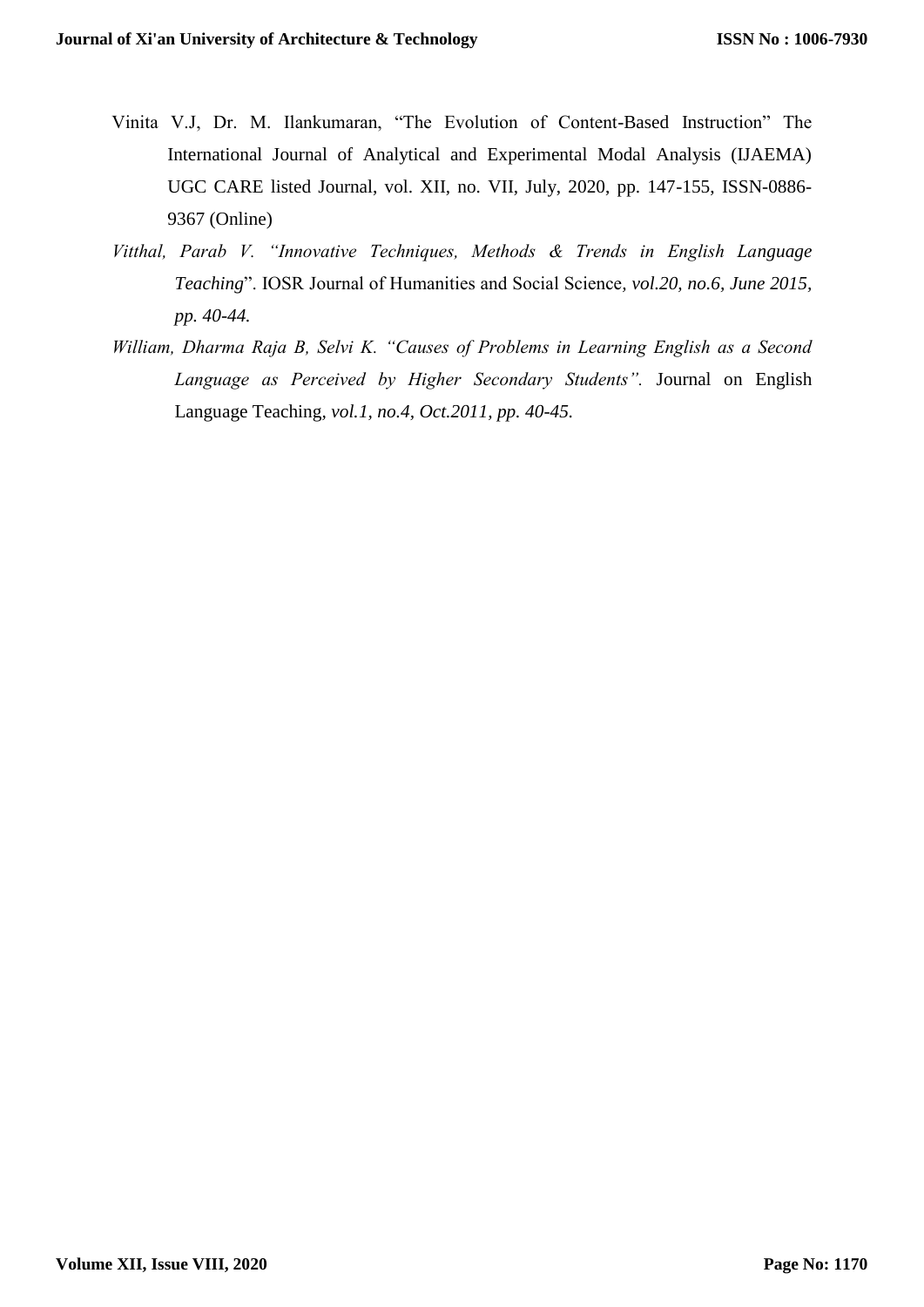Vinita V.J, Dr. M. Ilankumaran, "The Evolution of Content-Based Instruction" The International Journal of Analytical and Experimental Modal Analysis (IJAEMA) UGC CARE listed Journal, vol. XII, no. VII, July, 2020, pp. 147-155, ISSN-0886-9367 (Online)

*Vitthal, Parab V. "Innovative Techniques, Methods & Trends in English Language Teaching*". IOSR Journal of Humanities and Social Science, *vol.20, no.6, June 2015, pp. 40-44.*

*William, Dharma Raja B, Selvi K. "Causes of Problems in Learning English as a Second Language as Perceived by Higher Secondary Students".* Journal on English Language Teaching, *vol.1, no.4, Oct.2011, pp. 40-45.*